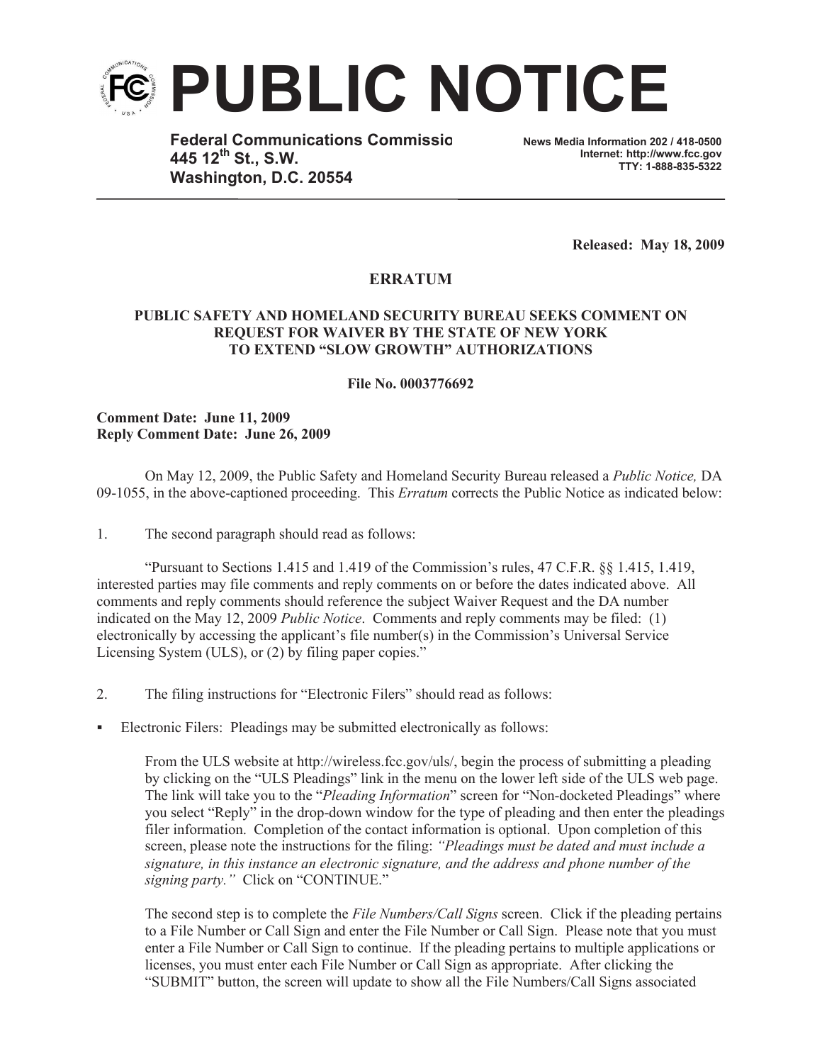# PUBLIC NOTICE

**Federal Communications Commissio**
**445 12th St., S.W.**
**Washington, D.C. 20554**

**News Media Information 202 / 418-0500**
**Internet: http://www.fcc.gov**
**TTY: 1-888-835-5322**

**Released: May 18, 2009**

## ERRATUM

### PUBLIC SAFETY AND HOMELAND SECURITY BUREAU SEEKS COMMENT ON REQUEST FOR WAIVER BY THE STATE OF NEW YORK TO EXTEND "SLOW GROWTH" AUTHORIZATIONS

**File No. 0003776692**

**Comment Date: June 11, 2009**
**Reply Comment Date: June 26, 2009**

On May 12, 2009, the Public Safety and Homeland Security Bureau released a *Public Notice,* DA 09-1055, in the above-captioned proceeding. This *Erratum* corrects the Public Notice as indicated below:

1. The second paragraph should read as follows:

"Pursuant to Sections 1.415 and 1.419 of the Commission's rules, 47 C.F.R. §§ 1.415, 1.419, interested parties may file comments and reply comments on or before the dates indicated above. All comments and reply comments should reference the subject Waiver Request and the DA number indicated on the May 12, 2009 *Public Notice*. Comments and reply comments may be filed: (1) electronically by accessing the applicant's file number(s) in the Commission's Universal Service Licensing System (ULS), or (2) by filing paper copies."

2. The filing instructions for "Electronic Filers" should read as follows:

- Electronic Filers: Pleadings may be submitted electronically as follows:

  From the ULS website at http://wireless.fcc.gov/uls/, begin the process of submitting a pleading by clicking on the "ULS Pleadings" link in the menu on the lower left side of the ULS web page. The link will take you to the "*Pleading Information*" screen for "Non-docketed Pleadings" where you select "Reply" in the drop-down window for the type of pleading and then enter the pleadings filer information. Completion of the contact information is optional. Upon completion of this screen, please note the instructions for the filing: *"Pleadings must be dated and must include a signature, in this instance an electronic signature, and the address and phone number of the signing party."* Click on "CONTINUE."

  The second step is to complete the *File Numbers/Call Signs* screen. Click if the pleading pertains to a File Number or Call Sign and enter the File Number or Call Sign. Please note that you must enter a File Number or Call Sign to continue. If the pleading pertains to multiple applications or licenses, you must enter each File Number or Call Sign as appropriate. After clicking the "SUBMIT" button, the screen will update to show all the File Numbers/Call Signs associated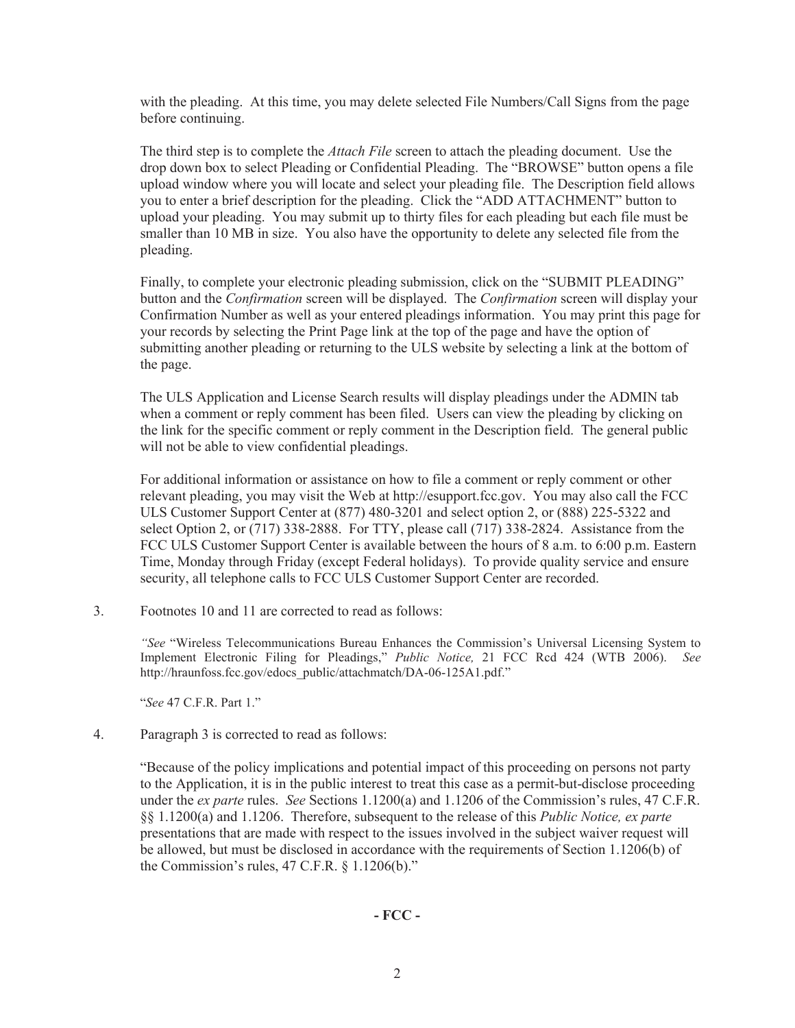with the pleading. At this time, you may delete selected File Numbers/Call Signs from the page before continuing.

The third step is to complete the *Attach File* screen to attach the pleading document. Use the drop down box to select Pleading or Confidential Pleading. The "BROWSE" button opens a file upload window where you will locate and select your pleading file. The Description field allows you to enter a brief description for the pleading. Click the "ADD ATTACHMENT" button to upload your pleading. You may submit up to thirty files for each pleading but each file must be smaller than 10 MB in size. You also have the opportunity to delete any selected file from the pleading.

Finally, to complete your electronic pleading submission, click on the "SUBMIT PLEADING" button and the *Confirmation* screen will be displayed. The *Confirmation* screen will display your Confirmation Number as well as your entered pleadings information. You may print this page for your records by selecting the Print Page link at the top of the page and have the option of submitting another pleading or returning to the ULS website by selecting a link at the bottom of the page.

The ULS Application and License Search results will display pleadings under the ADMIN tab when a comment or reply comment has been filed. Users can view the pleading by clicking on the link for the specific comment or reply comment in the Description field. The general public will not be able to view confidential pleadings.

For additional information or assistance on how to file a comment or reply comment or other relevant pleading, you may visit the Web at http://esupport.fcc.gov. You may also call the FCC ULS Customer Support Center at (877) 480-3201 and select option 2, or (888) 225-5322 and select Option 2, or (717) 338-2888. For TTY, please call (717) 338-2824. Assistance from the FCC ULS Customer Support Center is available between the hours of 8 a.m. to 6:00 p.m. Eastern Time, Monday through Friday (except Federal holidays). To provide quality service and ensure security, all telephone calls to FCC ULS Customer Support Center are recorded.

3. Footnotes 10 and 11 are corrected to read as follows:

> "*See* "Wireless Telecommunications Bureau Enhances the Commission's Universal Licensing System to Implement Electronic Filing for Pleadings," *Public Notice,* 21 FCC Rcd 424 (WTB 2006). *See* http://hraunfoss.fcc.gov/edocs_public/attachmatch/DA-06-125A1.pdf."
>
> "*See* 47 C.F.R. Part 1."

4. Paragraph 3 is corrected to read as follows:

> "Because of the policy implications and potential impact of this proceeding on persons not party to the Application, it is in the public interest to treat this case as a permit-but-disclose proceeding under the *ex parte* rules. *See* Sections 1.1200(a) and 1.1206 of the Commission's rules, 47 C.F.R. §§ 1.1200(a) and 1.1206. Therefore, subsequent to the release of this *Public Notice, ex parte* presentations that are made with respect to the issues involved in the subject waiver request will be allowed, but must be disclosed in accordance with the requirements of Section 1.1206(b) of the Commission's rules, 47 C.F.R. § 1.1206(b)."

**- FCC -**